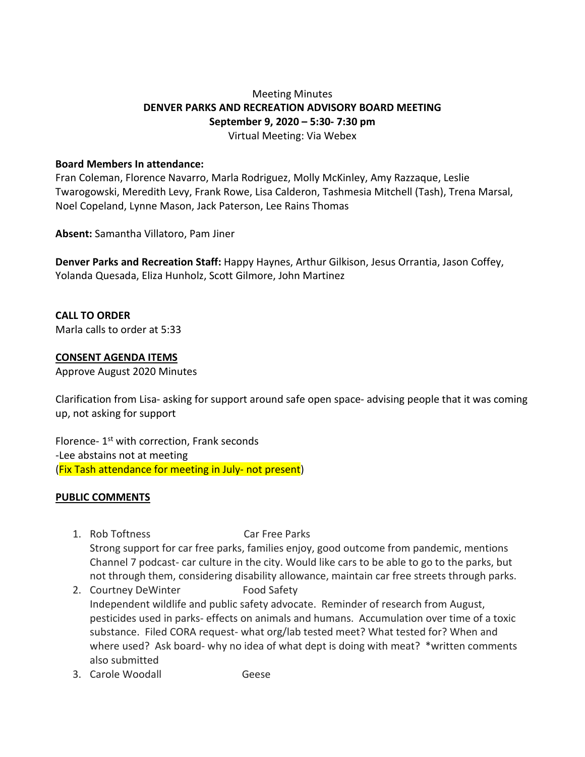Meeting Minutes

**DENVER PARKS AND RECREATION ADVISORY BOARD MEETING**

**September 9, 2020 – 5:30- 7:30 pm**

Virtual Meeting: Via Webex

**Board Members In attendance:**
Fran Coleman, Florence Navarro, Marla Rodriguez, Molly McKinley, Amy Razzaque, Leslie Twarogowski, Meredith Levy, Frank Rowe, Lisa Calderon, Tashmesia Mitchell (Tash), Trena Marsal, Noel Copeland, Lynne Mason, Jack Paterson, Lee Rains Thomas

**Absent:** Samantha Villatoro, Pam Jiner

**Denver Parks and Recreation Staff:** Happy Haynes, Arthur Gilkison, Jesus Orrantia, Jason Coffey, Yolanda Quesada, Eliza Hunholz, Scott Gilmore, John Martinez

**CALL TO ORDER**

Marla calls to order at 5:33

**CONSENT AGENDA ITEMS**

Approve August 2020 Minutes

Clarification from Lisa- asking for support around safe open space- advising people that it was coming up, not asking for support

Florence- 1st with correction, Frank seconds
-Lee abstains not at meeting
(Fix Tash attendance for meeting in July- not present)

**PUBLIC COMMENTS**

1. Rob Toftness Car Free Parks
   Strong support for car free parks, families enjoy, good outcome from pandemic, mentions Channel 7 podcast- car culture in the city. Would like cars to be able to go to the parks, but not through them, considering disability allowance, maintain car free streets through parks.
2. Courtney DeWinter Food Safety
   Independent wildlife and public safety advocate. Reminder of research from August, pesticides used in parks- effects on animals and humans. Accumulation over time of a toxic substance. Filed CORA request- what org/lab tested meet? What tested for? When and where used? Ask board- why no idea of what dept is doing with meat? *written comments also submitted
3. Carole Woodall Geese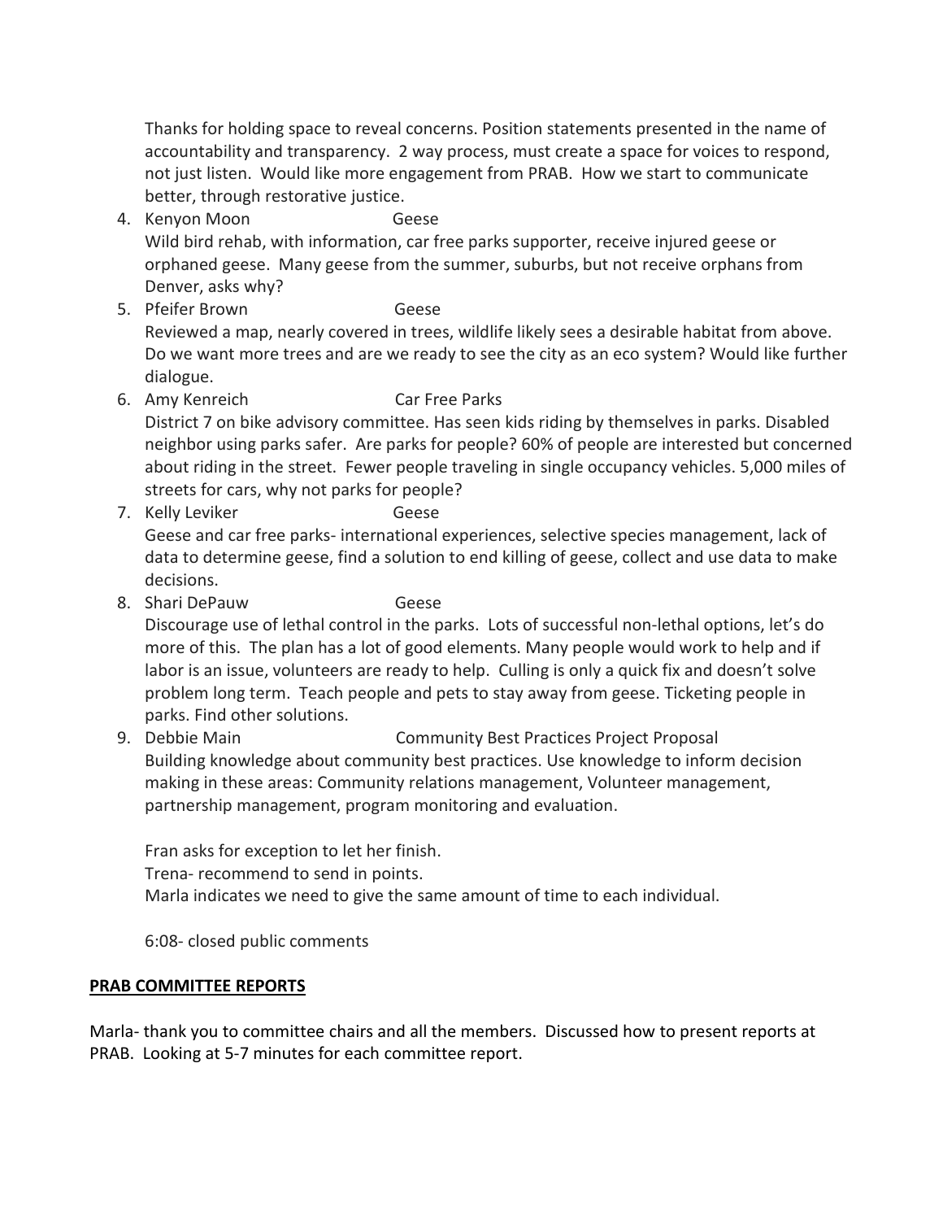Thanks for holding space to reveal concerns. Position statements presented in the name of accountability and transparency. 2 way process, must create a space for voices to respond, not just listen. Would like more engagement from PRAB. How we start to communicate better, through restorative justice.

4. Kenyon Moon Geese
   Wild bird rehab, with information, car free parks supporter, receive injured geese or orphaned geese. Many geese from the summer, suburbs, but not receive orphans from Denver, asks why?
5. Pfeifer Brown Geese
   Reviewed a map, nearly covered in trees, wildlife likely sees a desirable habitat from above. Do we want more trees and are we ready to see the city as an eco system? Would like further dialogue.
6. Amy Kenreich Car Free Parks
   District 7 on bike advisory committee. Has seen kids riding by themselves in parks. Disabled neighbor using parks safer. Are parks for people? 60% of people are interested but concerned about riding in the street. Fewer people traveling in single occupancy vehicles. 5,000 miles of streets for cars, why not parks for people?
7. Kelly Leviker Geese
   Geese and car free parks- international experiences, selective species management, lack of data to determine geese, find a solution to end killing of geese, collect and use data to make decisions.
8. Shari DePauw Geese
   Discourage use of lethal control in the parks. Lots of successful non-lethal options, let's do more of this. The plan has a lot of good elements. Many people would work to help and if labor is an issue, volunteers are ready to help. Culling is only a quick fix and doesn't solve problem long term. Teach people and pets to stay away from geese. Ticketing people in parks. Find other solutions.
9. Debbie Main Community Best Practices Project Proposal
   Building knowledge about community best practices. Use knowledge to inform decision making in these areas: Community relations management, Volunteer management, partnership management, program monitoring and evaluation.

   Fran asks for exception to let her finish.
   Trena- recommend to send in points.
   Marla indicates we need to give the same amount of time to each individual.

   6:08- closed public comments

**PRAB COMMITTEE REPORTS**

Marla- thank you to committee chairs and all the members. Discussed how to present reports at PRAB. Looking at 5-7 minutes for each committee report.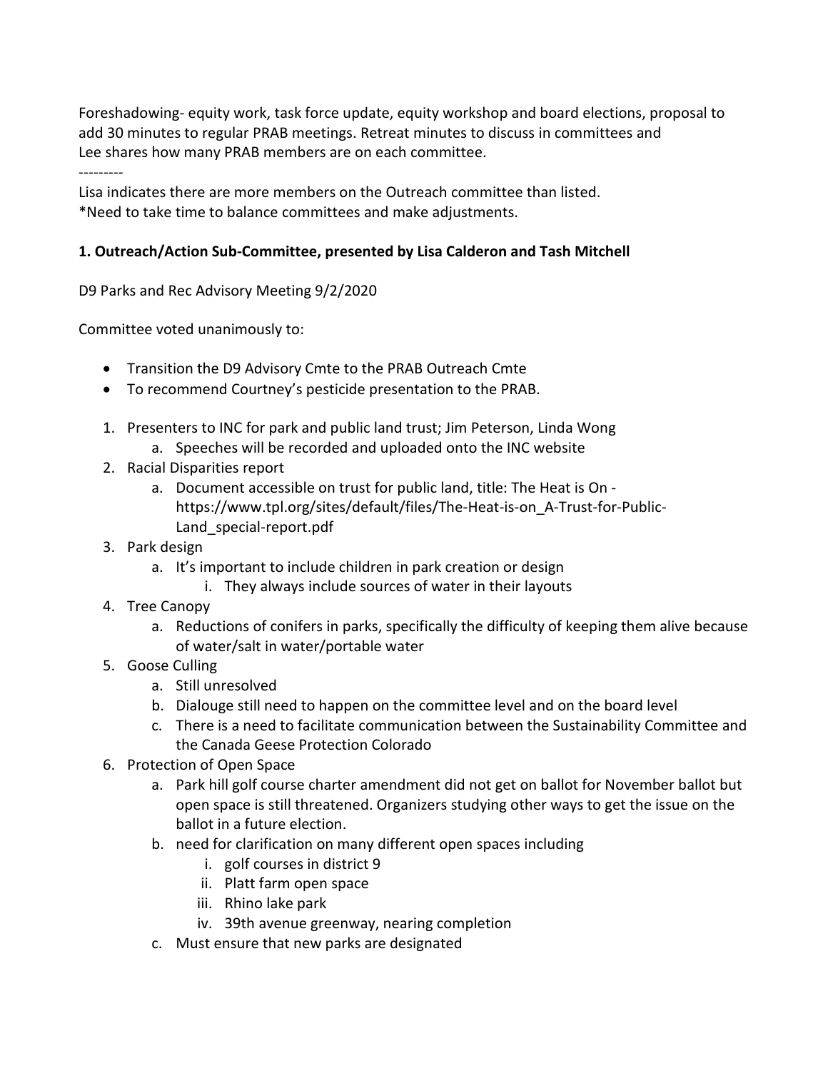Foreshadowing- equity work, task force update, equity workshop and board elections, proposal to add 30 minutes to regular PRAB meetings. Retreat minutes to discuss in committees and Lee shares how many PRAB members are on each committee.

---------

Lisa indicates there are more members on the Outreach committee than listed.
*Need to take time to balance committees and make adjustments.

**1. Outreach/Action Sub-Committee, presented by Lisa Calderon and Tash Mitchell**

D9 Parks and Rec Advisory Meeting 9/2/2020

Committee voted unanimously to:

- Transition the D9 Advisory Cmte to the PRAB Outreach Cmte
- To recommend Courtney's pesticide presentation to the PRAB.

1. Presenters to INC for park and public land trust; Jim Peterson, Linda Wong
   a. Speeches will be recorded and uploaded onto the INC website
2. Racial Disparities report
   a. Document accessible on trust for public land, title: The Heat is On - https://www.tpl.org/sites/default/files/The-Heat-is-on_A-Trust-for-Public-Land_special-report.pdf
3. Park design
   a. It's important to include children in park creation or design
      i. They always include sources of water in their layouts
4. Tree Canopy
   a. Reductions of conifers in parks, specifically the difficulty of keeping them alive because of water/salt in water/portable water
5. Goose Culling
   a. Still unresolved
   b. Dialouge still need to happen on the committee level and on the board level
   c. There is a need to facilitate communication between the Sustainability Committee and the Canada Geese Protection Colorado
6. Protection of Open Space
   a. Park hill golf course charter amendment did not get on ballot for November ballot but open space is still threatened. Organizers studying other ways to get the issue on the ballot in a future election.
   b. need for clarification on many different open spaces including
      i. golf courses in district 9
      ii. Platt farm open space
      iii. Rhino lake park
      iv. 39th avenue greenway, nearing completion
   c. Must ensure that new parks are designated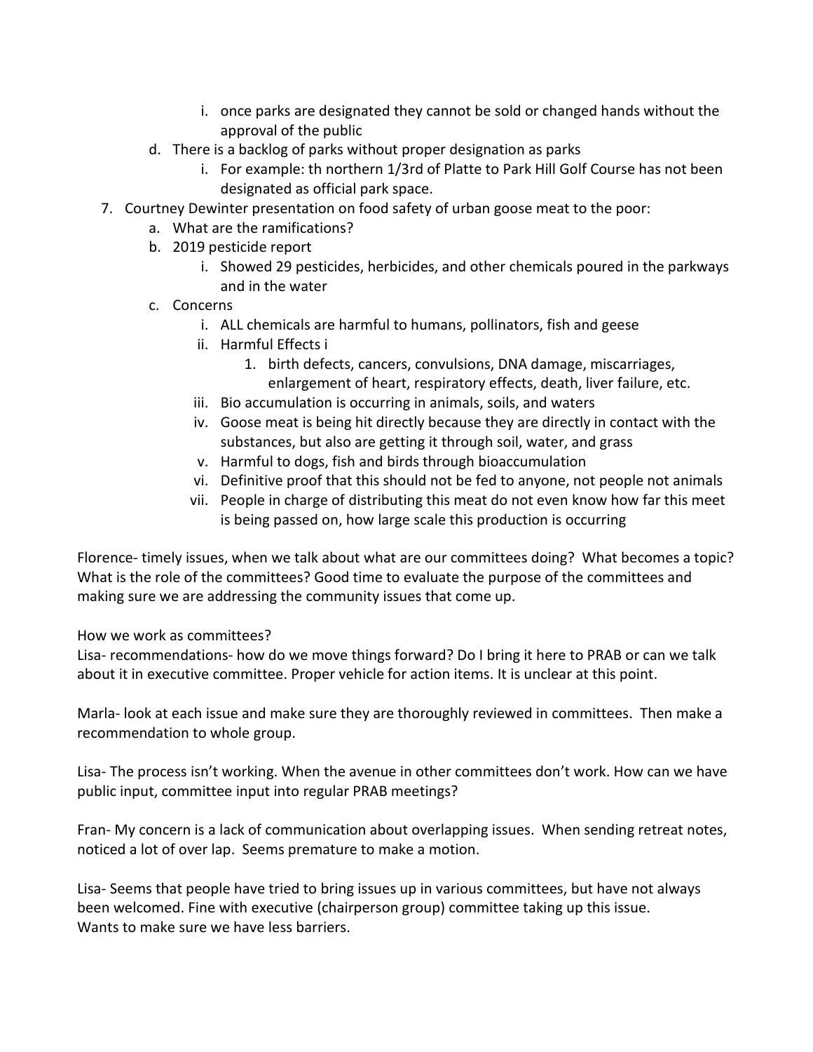i. once parks are designated they cannot be sold or changed hands without the approval of the public

   d. There is a backlog of parks without proper designation as parks
      i. For example: th northern 1/3rd of Platte to Park Hill Golf Course has not been designated as official park space.

7. Courtney Dewinter presentation on food safety of urban goose meat to the poor:
   a. What are the ramifications?
   b. 2019 pesticide report
      i. Showed 29 pesticides, herbicides, and other chemicals poured in the parkways and in the water
   c. Concerns
      i. ALL chemicals are harmful to humans, pollinators, fish and geese
      ii. Harmful Effects i
         1. birth defects, cancers, convulsions, DNA damage, miscarriages, enlargement of heart, respiratory effects, death, liver failure, etc.
      iii. Bio accumulation is occurring in animals, soils, and waters
      iv. Goose meat is being hit directly because they are directly in contact with the substances, but also are getting it through soil, water, and grass
      v. Harmful to dogs, fish and birds through bioaccumulation
      vi. Definitive proof that this should not be fed to anyone, not people not animals
      vii. People in charge of distributing this meat do not even know how far this meet is being passed on, how large scale this production is occurring

Florence- timely issues, when we talk about what are our committees doing? What becomes a topic? What is the role of the committees? Good time to evaluate the purpose of the committees and making sure we are addressing the community issues that come up.

How we work as committees?
Lisa- recommendations- how do we move things forward? Do I bring it here to PRAB or can we talk about it in executive committee. Proper vehicle for action items. It is unclear at this point.

Marla- look at each issue and make sure they are thoroughly reviewed in committees. Then make a recommendation to whole group.

Lisa- The process isn't working. When the avenue in other committees don't work. How can we have public input, committee input into regular PRAB meetings?

Fran- My concern is a lack of communication about overlapping issues. When sending retreat notes, noticed a lot of over lap. Seems premature to make a motion.

Lisa- Seems that people have tried to bring issues up in various committees, but have not always been welcomed. Fine with executive (chairperson group) committee taking up this issue.
Wants to make sure we have less barriers.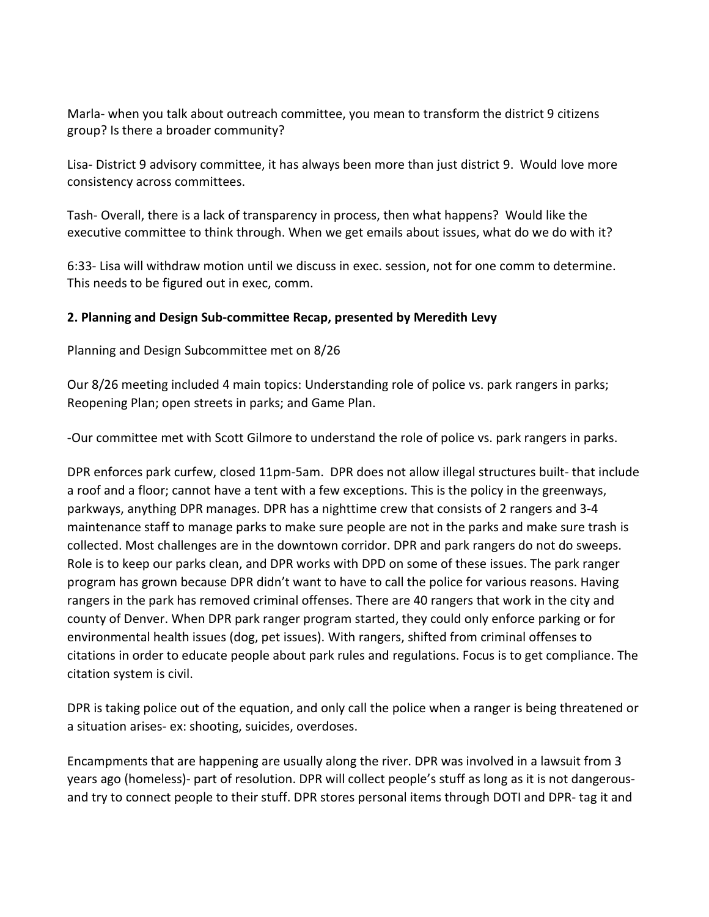Marla- when you talk about outreach committee, you mean to transform the district 9 citizens group? Is there a broader community?

Lisa- District 9 advisory committee, it has always been more than just district 9. Would love more consistency across committees.

Tash- Overall, there is a lack of transparency in process, then what happens? Would like the executive committee to think through. When we get emails about issues, what do we do with it?

6:33- Lisa will withdraw motion until we discuss in exec. session, not for one comm to determine. This needs to be figured out in exec, comm.

**2. Planning and Design Sub-committee Recap, presented by Meredith Levy**

Planning and Design Subcommittee met on 8/26

Our 8/26 meeting included 4 main topics: Understanding role of police vs. park rangers in parks; Reopening Plan; open streets in parks; and Game Plan.

-Our committee met with Scott Gilmore to understand the role of police vs. park rangers in parks.

DPR enforces park curfew, closed 11pm-5am. DPR does not allow illegal structures built- that include a roof and a floor; cannot have a tent with a few exceptions. This is the policy in the greenways, parkways, anything DPR manages. DPR has a nighttime crew that consists of 2 rangers and 3-4 maintenance staff to manage parks to make sure people are not in the parks and make sure trash is collected. Most challenges are in the downtown corridor. DPR and park rangers do not do sweeps. Role is to keep our parks clean, and DPR works with DPD on some of these issues. The park ranger program has grown because DPR didn't want to have to call the police for various reasons. Having rangers in the park has removed criminal offenses. There are 40 rangers that work in the city and county of Denver. When DPR park ranger program started, they could only enforce parking or for environmental health issues (dog, pet issues). With rangers, shifted from criminal offenses to citations in order to educate people about park rules and regulations. Focus is to get compliance. The citation system is civil.

DPR is taking police out of the equation, and only call the police when a ranger is being threatened or a situation arises- ex: shooting, suicides, overdoses.

Encampments that are happening are usually along the river. DPR was involved in a lawsuit from 3 years ago (homeless)- part of resolution. DPR will collect people's stuff as long as it is not dangerous- and try to connect people to their stuff. DPR stores personal items through DOTI and DPR- tag it and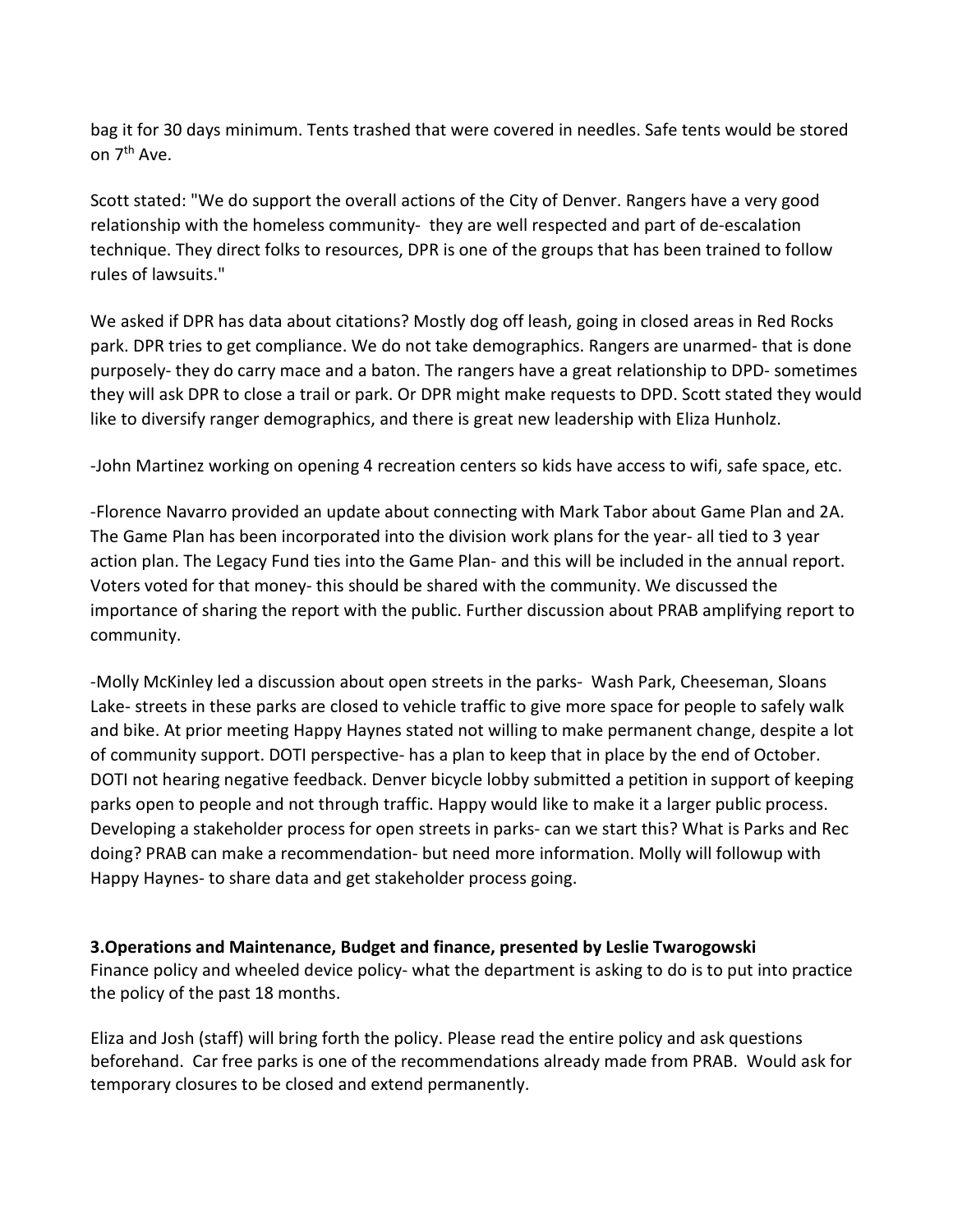bag it for 30 days minimum. Tents trashed that were covered in needles. Safe tents would be stored on 7th Ave.

Scott stated: "We do support the overall actions of the City of Denver. Rangers have a very good relationship with the homeless community- they are well respected and part of de-escalation technique. They direct folks to resources, DPR is one of the groups that has been trained to follow rules of lawsuits."

We asked if DPR has data about citations? Mostly dog off leash, going in closed areas in Red Rocks park. DPR tries to get compliance. We do not take demographics. Rangers are unarmed- that is done purposely- they do carry mace and a baton. The rangers have a great relationship to DPD- sometimes they will ask DPR to close a trail or park. Or DPR might make requests to DPD. Scott stated they would like to diversify ranger demographics, and there is great new leadership with Eliza Hunholz.

-John Martinez working on opening 4 recreation centers so kids have access to wifi, safe space, etc.

-Florence Navarro provided an update about connecting with Mark Tabor about Game Plan and 2A. The Game Plan has been incorporated into the division work plans for the year- all tied to 3 year action plan. The Legacy Fund ties into the Game Plan- and this will be included in the annual report. Voters voted for that money- this should be shared with the community. We discussed the importance of sharing the report with the public. Further discussion about PRAB amplifying report to community.

-Molly McKinley led a discussion about open streets in the parks- Wash Park, Cheeseman, Sloans Lake- streets in these parks are closed to vehicle traffic to give more space for people to safely walk and bike. At prior meeting Happy Haynes stated not willing to make permanent change, despite a lot of community support. DOTI perspective- has a plan to keep that in place by the end of October. DOTI not hearing negative feedback. Denver bicycle lobby submitted a petition in support of keeping parks open to people and not through traffic. Happy would like to make it a larger public process. Developing a stakeholder process for open streets in parks- can we start this? What is Parks and Rec doing? PRAB can make a recommendation- but need more information. Molly will followup with Happy Haynes- to share data and get stakeholder process going.

**3.Operations and Maintenance, Budget and finance, presented by Leslie Twarogowski**

Finance policy and wheeled device policy- what the department is asking to do is to put into practice the policy of the past 18 months.

Eliza and Josh (staff) will bring forth the policy. Please read the entire policy and ask questions beforehand. Car free parks is one of the recommendations already made from PRAB. Would ask for temporary closures to be closed and extend permanently.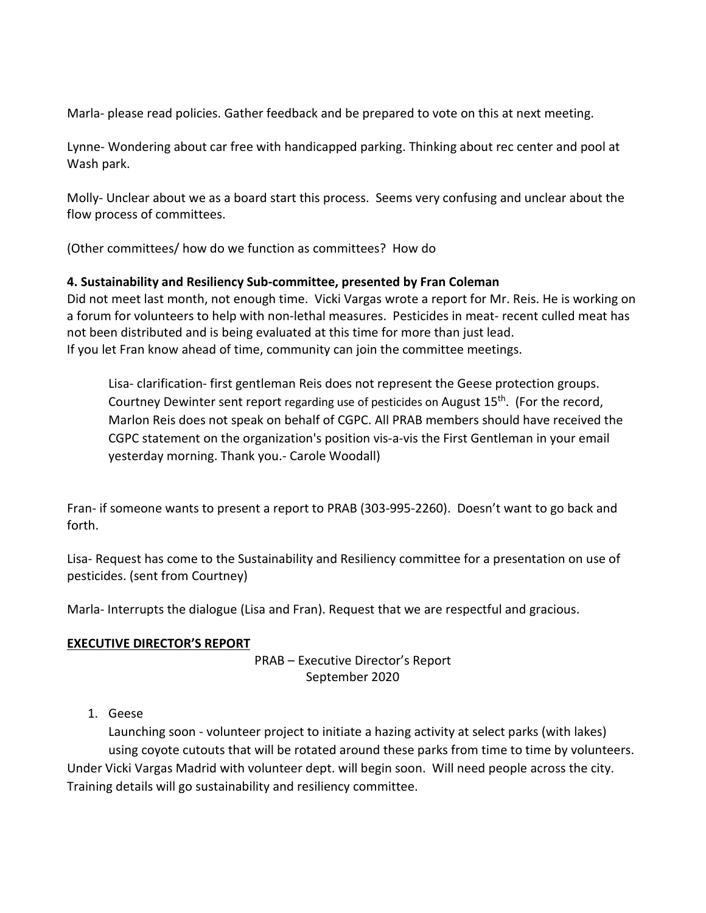Marla- please read policies. Gather feedback and be prepared to vote on this at next meeting.

Lynne- Wondering about car free with handicapped parking. Thinking about rec center and pool at Wash park.

Molly- Unclear about we as a board start this process. Seems very confusing and unclear about the flow process of committees.

(Other committees/ how do we function as committees? How do

**4. Sustainability and Resiliency Sub-committee, presented by Fran Coleman**

Did not meet last month, not enough time. Vicki Vargas wrote a report for Mr. Reis. He is working on a forum for volunteers to help with non-lethal measures. Pesticides in meat- recent culled meat has not been distributed and is being evaluated at this time for more than just lead.
If you let Fran know ahead of time, community can join the committee meetings.

> Lisa- clarification- first gentleman Reis does not represent the Geese protection groups. Courtney Dewinter sent report regarding use of pesticides on August 15th. (For the record, Marlon Reis does not speak on behalf of CGPC. All PRAB members should have received the CGPC statement on the organization's position vis-a-vis the First Gentleman in your email yesterday morning. Thank you.- Carole Woodall)

Fran- if someone wants to present a report to PRAB (303-995-2260). Doesn't want to go back and forth.

Lisa- Request has come to the Sustainability and Resiliency committee for a presentation on use of pesticides. (sent from Courtney)

Marla- Interrupts the dialogue (Lisa and Fran). Request that we are respectful and gracious.

**<u>EXECUTIVE DIRECTOR'S REPORT</u>**

PRAB – Executive Director's Report
September 2020

1. Geese

   Launching soon - volunteer project to initiate a hazing activity at select parks (with lakes) using coyote cutouts that will be rotated around these parks from time to time by volunteers.

Under Vicki Vargas Madrid with volunteer dept. will begin soon. Will need people across the city. Training details will go sustainability and resiliency committee.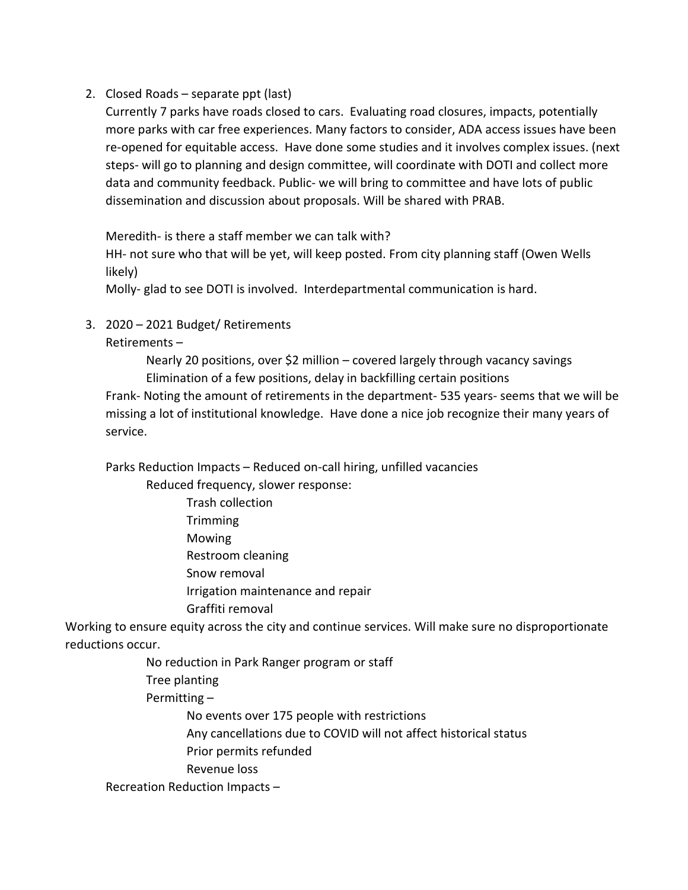2. Closed Roads – separate ppt (last)

   Currently 7 parks have roads closed to cars. Evaluating road closures, impacts, potentially more parks with car free experiences. Many factors to consider, ADA access issues have been re-opened for equitable access. Have done some studies and it involves complex issues. (next steps- will go to planning and design committee, will coordinate with DOTI and collect more data and community feedback. Public- we will bring to committee and have lots of public dissemination and discussion about proposals. Will be shared with PRAB.

   Meredith- is there a staff member we can talk with?

   HH- not sure who that will be yet, will keep posted. From city planning staff (Owen Wells likely)

   Molly- glad to see DOTI is involved. Interdepartmental communication is hard.

3. 2020 – 2021 Budget/ Retirements

   Retirements –

   - Nearly 20 positions, over $2 million – covered largely through vacancy savings
   - Elimination of a few positions, delay in backfilling certain positions

   Frank- Noting the amount of retirements in the department- 535 years- seems that we will be missing a lot of institutional knowledge. Have done a nice job recognize their many years of service.

   Parks Reduction Impacts – Reduced on-call hiring, unfilled vacancies

   - Reduced frequency, slower response:
     - Trash collection
     - Trimming
     - Mowing
     - Restroom cleaning
     - Snow removal
     - Irrigation maintenance and repair
     - Graffiti removal

Working to ensure equity across the city and continue services. Will make sure no disproportionate reductions occur.

   - No reduction in Park Ranger program or staff
   - Tree planting
   - Permitting –
     - No events over 175 people with restrictions
     - Any cancellations due to COVID will not affect historical status
     - Prior permits refunded
     - Revenue loss

   Recreation Reduction Impacts –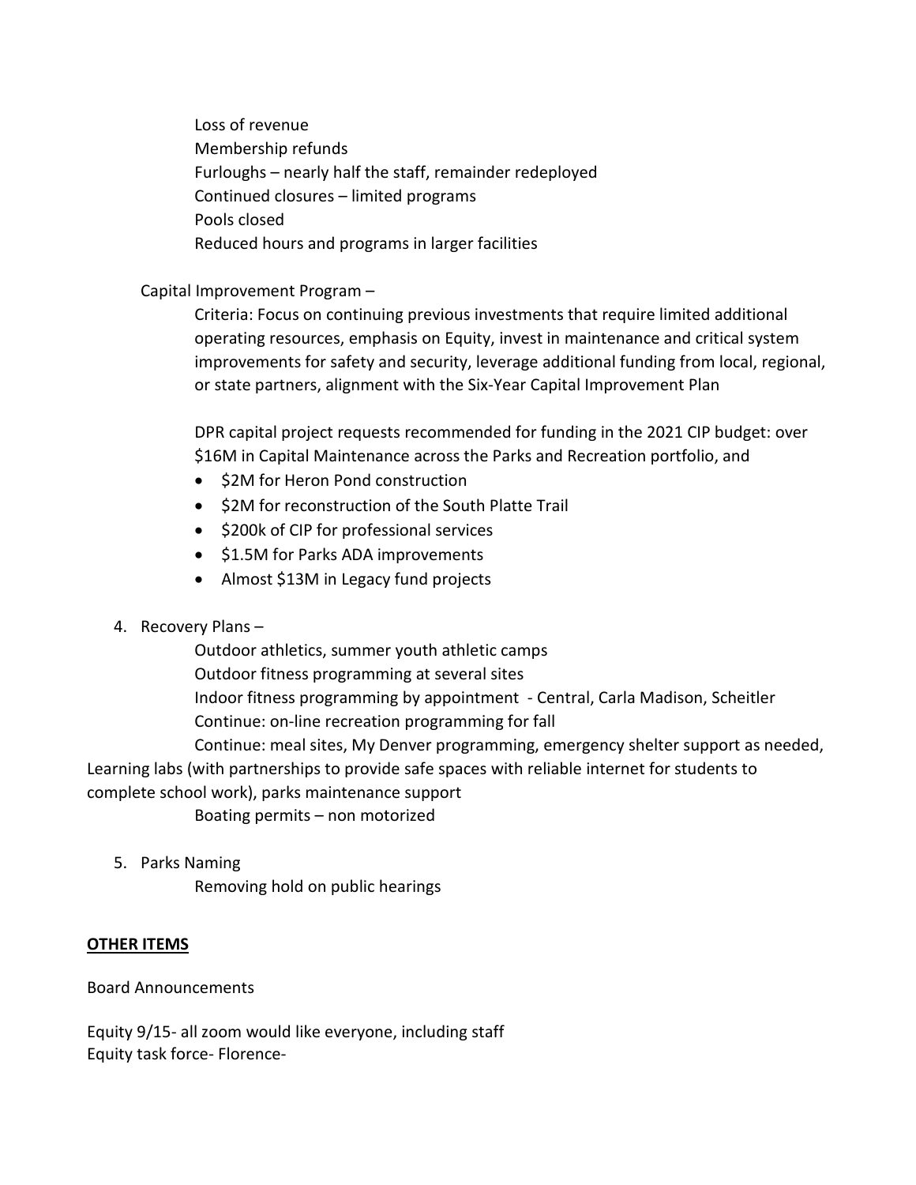Loss of revenue
Membership refunds
Furloughs – nearly half the staff, remainder redeployed
Continued closures – limited programs
Pools closed
Reduced hours and programs in larger facilities

Capital Improvement Program –

Criteria: Focus on continuing previous investments that require limited additional operating resources, emphasis on Equity, invest in maintenance and critical system improvements for safety and security, leverage additional funding from local, regional, or state partners, alignment with the Six-Year Capital Improvement Plan

DPR capital project requests recommended for funding in the 2021 CIP budget: over $16M in Capital Maintenance across the Parks and Recreation portfolio, and

- $2M for Heron Pond construction
- $2M for reconstruction of the South Platte Trail
- $200k of CIP for professional services
- $1.5M for Parks ADA improvements
- Almost $13M in Legacy fund projects

4. Recovery Plans –

Outdoor athletics, summer youth athletic camps
Outdoor fitness programming at several sites
Indoor fitness programming by appointment - Central, Carla Madison, Scheitler
Continue: on-line recreation programming for fall
Continue: meal sites, My Denver programming, emergency shelter support as needed, Learning labs (with partnerships to provide safe spaces with reliable internet for students to complete school work), parks maintenance support
Boating permits – non motorized

5. Parks Naming

Removing hold on public hearings

**OTHER ITEMS**

Board Announcements

Equity 9/15- all zoom would like everyone, including staff
Equity task force- Florence-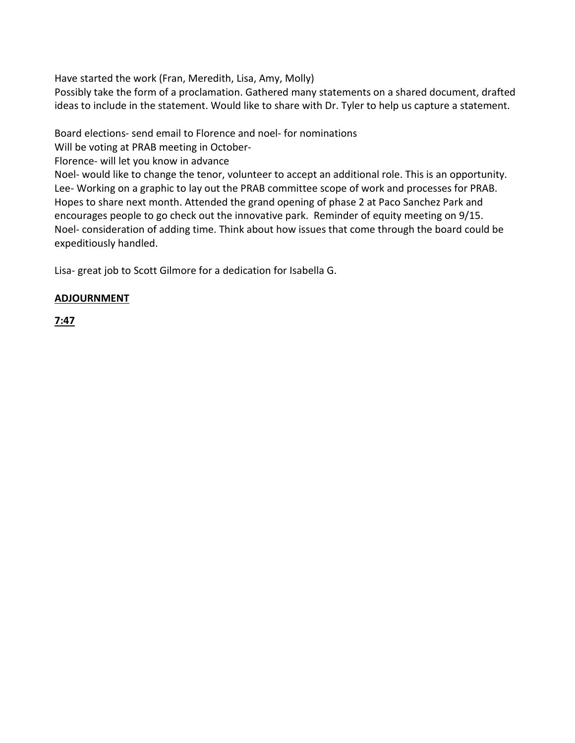Have started the work (Fran, Meredith, Lisa, Amy, Molly)
Possibly take the form of a proclamation. Gathered many statements on a shared document, drafted ideas to include in the statement. Would like to share with Dr. Tyler to help us capture a statement.

Board elections- send email to Florence and noel- for nominations
Will be voting at PRAB meeting in October-
Florence- will let you know in advance
Noel- would like to change the tenor, volunteer to accept an additional role. This is an opportunity.
Lee- Working on a graphic to lay out the PRAB committee scope of work and processes for PRAB. Hopes to share next month. Attended the grand opening of phase 2 at Paco Sanchez Park and encourages people to go check out the innovative park. Reminder of equity meeting on 9/15.
Noel- consideration of adding time. Think about how issues that come through the board could be expeditiously handled.

Lisa- great job to Scott Gilmore for a dedication for Isabella G.

**ADJOURNMENT**

**7:47**